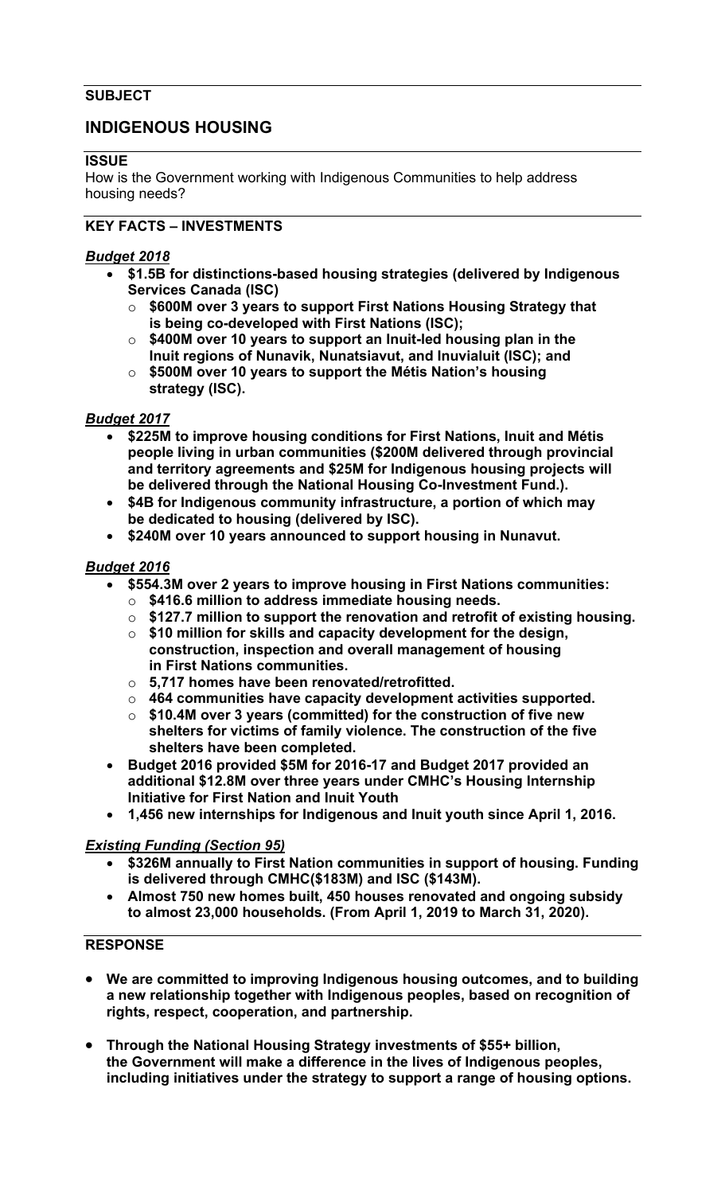**SUBJECT**

# INDIGENOUS HOUSING

**ISSUE**

How is the Government working with Indigenous Communities to help address housing needs?

**KEY FACTS – INVESTMENTS**

***Budget 2018***

- **$1.5B for distinctions-based housing strategies (delivered by Indigenous Services Canada (ISC)**
  - **$600M over 3 years to support First Nations Housing Strategy that is being co-developed with First Nations (ISC);**
  - **$400M over 10 years to support an Inuit-led housing plan in the Inuit regions of Nunavik, Nunatsiavut, and Inuvialuit (ISC); and**
  - **$500M over 10 years to support the Métis Nation's housing strategy (ISC).**

***Budget 2017***

- **$225M to improve housing conditions for First Nations, Inuit and Métis people living in urban communities ($200M delivered through provincial and territory agreements and $25M for Indigenous housing projects will be delivered through the National Housing Co-Investment Fund.).**
- **$4B for Indigenous community infrastructure, a portion of which may be dedicated to housing (delivered by ISC).**
- **$240M over 10 years announced to support housing in Nunavut.**

***Budget 2016***

- **$554.3M over 2 years to improve housing in First Nations communities:**
  - **$416.6 million to address immediate housing needs.**
  - **$127.7 million to support the renovation and retrofit of existing housing.**
  - **$10 million for skills and capacity development for the design, construction, inspection and overall management of housing in First Nations communities.**
  - **5,717 homes have been renovated/retrofitted.**
  - **464 communities have capacity development activities supported.**
  - **$10.4M over 3 years (committed) for the construction of five new shelters for victims of family violence. The construction of the five shelters have been completed.**
- **Budget 2016 provided $5M for 2016-17 and Budget 2017 provided an additional $12.8M over three years under CMHC's Housing Internship Initiative for First Nation and Inuit Youth**
- **1,456 new internships for Indigenous and Inuit youth since April 1, 2016.**

***Existing Funding (Section 95)***

- **$326M annually to First Nation communities in support of housing. Funding is delivered through CMHC($183M) and ISC ($143M).**
- **Almost 750 new homes built, 450 houses renovated and ongoing subsidy to almost 23,000 households. (From April 1, 2019 to March 31, 2020).**

**RESPONSE**

- **We are committed to improving Indigenous housing outcomes, and to building a new relationship together with Indigenous peoples, based on recognition of rights, respect, cooperation, and partnership.**
- **Through the National Housing Strategy investments of $55+ billion, the Government will make a difference in the lives of Indigenous peoples, including initiatives under the strategy to support a range of housing options.**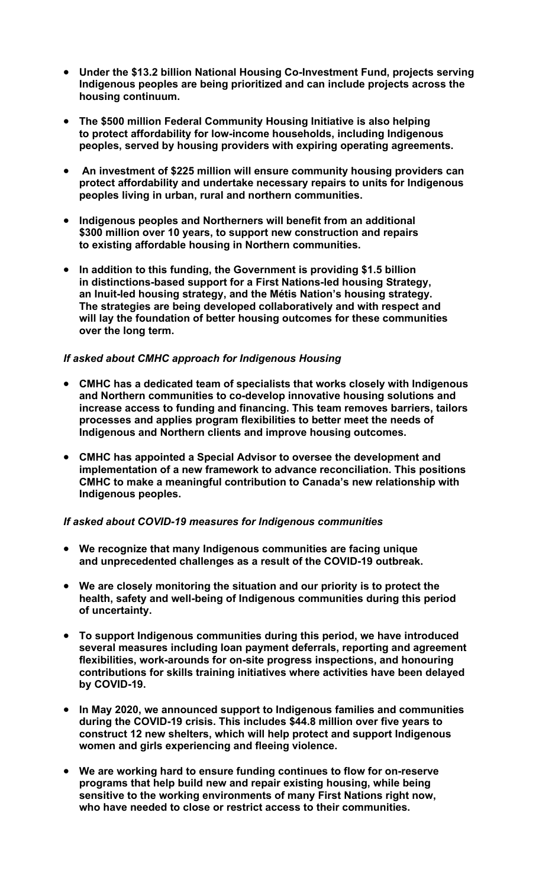- **Under the $13.2 billion National Housing Co-Investment Fund, projects serving Indigenous peoples are being prioritized and can include projects across the housing continuum.**

- **The $500 million Federal Community Housing Initiative is also helping to protect affordability for low-income households, including Indigenous peoples, served by housing providers with expiring operating agreements.**

- **An investment of $225 million will ensure community housing providers can protect affordability and undertake necessary repairs to units for Indigenous peoples living in urban, rural and northern communities.**

- **Indigenous peoples and Northerners will benefit from an additional $300 million over 10 years, to support new construction and repairs to existing affordable housing in Northern communities.**

- **In addition to this funding, the Government is providing $1.5 billion in distinctions-based support for a First Nations-led housing Strategy, an Inuit-led housing strategy, and the Métis Nation's housing strategy. The strategies are being developed collaboratively and with respect and will lay the foundation of better housing outcomes for these communities over the long term.**

***If asked about CMHC approach for Indigenous Housing***

- **CMHC has a dedicated team of specialists that works closely with Indigenous and Northern communities to co-develop innovative housing solutions and increase access to funding and financing. This team removes barriers, tailors processes and applies program flexibilities to better meet the needs of Indigenous and Northern clients and improve housing outcomes.**

- **CMHC has appointed a Special Advisor to oversee the development and implementation of a new framework to advance reconciliation. This positions CMHC to make a meaningful contribution to Canada's new relationship with Indigenous peoples.**

***If asked about COVID-19 measures for Indigenous communities***

- **We recognize that many Indigenous communities are facing unique and unprecedented challenges as a result of the COVID-19 outbreak.**

- **We are closely monitoring the situation and our priority is to protect the health, safety and well-being of Indigenous communities during this period of uncertainty.**

- **To support Indigenous communities during this period, we have introduced several measures including loan payment deferrals, reporting and agreement flexibilities, work-arounds for on-site progress inspections, and honouring contributions for skills training initiatives where activities have been delayed by COVID-19.**

- **In May 2020, we announced support to Indigenous families and communities during the COVID-19 crisis. This includes $44.8 million over five years to construct 12 new shelters, which will help protect and support Indigenous women and girls experiencing and fleeing violence.**

- **We are working hard to ensure funding continues to flow for on-reserve programs that help build new and repair existing housing, while being sensitive to the working environments of many First Nations right now, who have needed to close or restrict access to their communities.**